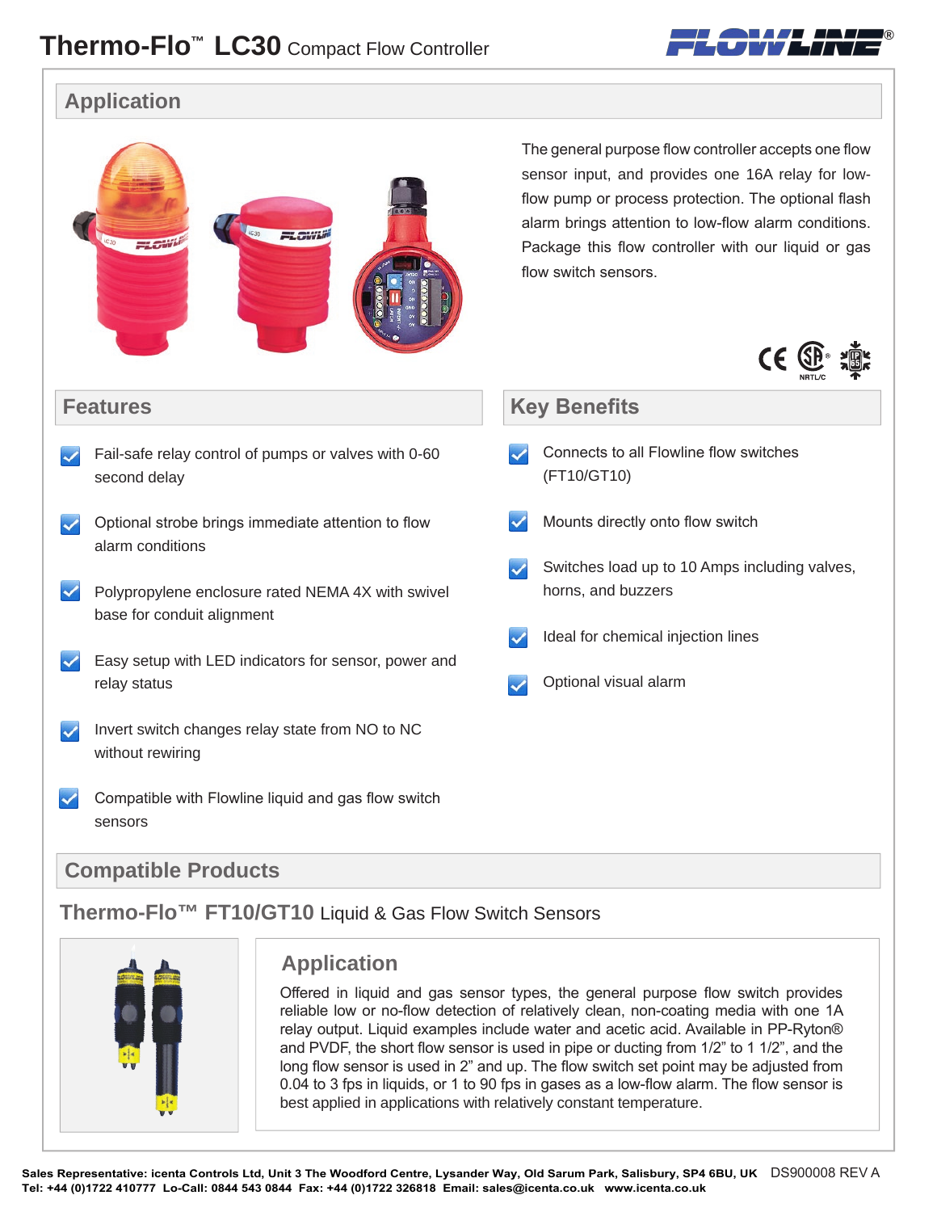# Thermo-Flo™ LC30 Compact Flow Controller

## Application

The general purpose flow controller accepts one flow sensor input, and provides one 16A relay for low-flow pump or process protection. The optional flash alarm brings attention to low-flow alarm conditions. Package this flow controller with our liquid or gas flow switch sensors.

## Features

- Fail-safe relay control of pumps or valves with 0-60 second delay
- Optional strobe brings immediate attention to flow alarm conditions
- Polypropylene enclosure rated NEMA 4X with swivel base for conduit alignment
- Easy setup with LED indicators for sensor, power and relay status
- Invert switch changes relay state from NO to NC without rewiring
- Compatible with Flowline liquid and gas flow switch sensors

## Key Benefits

- Connects to all Flowline flow switches (FT10/GT10)
- Mounts directly onto flow switch
- Switches load up to 10 Amps including valves, horns, and buzzers
- Ideal for chemical injection lines
- Optional visual alarm

## Compatible Products

### Thermo-Flo™ FT10/GT10 Liquid & Gas Flow Switch Sensors

#### Application

Offered in liquid and gas sensor types, the general purpose flow switch provides reliable low or no-flow detection of relatively clean, non-coating media with one 1A relay output. Liquid examples include water and acetic acid. Available in PP-Ryton® and PVDF, the short flow sensor is used in pipe or ducting from 1/2" to 1 1/2", and the long flow sensor is used in 2" and up. The flow switch set point may be adjusted from 0.04 to 3 fps in liquids, or 1 to 90 fps in gases as a low-flow alarm. The flow sensor is best applied in applications with relatively constant temperature.

**Sales Representative: icenta Controls Ltd, Unit 3 The Woodford Centre, Lysander Way, Old Sarum Park, Salisbury, SP4 6BU, UK** DS900008 REV A
**Tel: +44 (0)1722 410777 Lo-Call: 0844 543 0844 Fax: +44 (0)1722 326818 Email: sales@icenta.co.uk www.icenta.co.uk**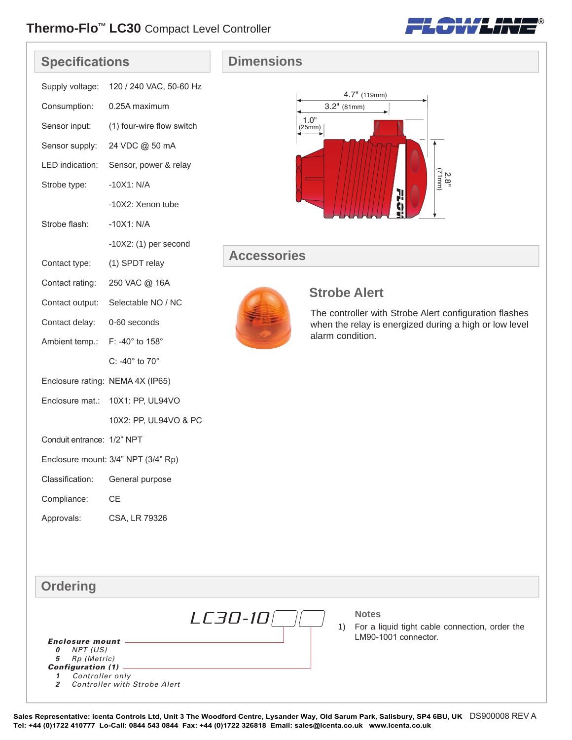# Thermo-Flo™ LC30 Compact Level Controller

## Specifications

| | |
|---|---|
| Supply voltage: | 120 / 240 VAC, 50-60 Hz |
| Consumption: | 0.25A maximum |
| Sensor input: | (1) four-wire flow switch |
| Sensor supply: | 24 VDC @ 50 mA |
| LED indication: | Sensor, power & relay |
| Strobe type: | -10X1: N/A |
| | -10X2: Xenon tube |
| Strobe flash: | -10X1: N/A |
| | -10X2: (1) per second |
| Contact type: | (1) SPDT relay |
| Contact rating: | 250 VAC @ 16A |
| Contact output: | Selectable NO / NC |
| Contact delay: | 0-60 seconds |
| Ambient temp.: | F: -40° to 158° |
| | C: -40° to 70° |
| Enclosure rating: | NEMA 4X (IP65) |
| Enclosure mat.: | 10X1: PP, UL94VO |
| | 10X2: PP, UL94VO & PC |
| Conduit entrance: | 1/2" NPT |
| Enclosure mount: | 3/4" NPT (3/4" Rp) |
| Classification: | General purpose |
| Compliance: | CE |
| Approvals: | CSA, LR 79326 |

## Dimensions

4.7" (119mm)
3.2" (81mm)
1.0" (25mm)
2.8" (71mm)

## Accessories

### Strobe Alert

The controller with Strobe Alert configuration flashes when the relay is energized during a high or low level alarm condition.

## Ordering

LC30-10[ ][ ]

***Enclosure mount***
- *0 NPT (US)*
- *5 Rp (Metric)*

***Configuration (1)***
- *1 Controller only*
- *2 Controller with Strobe Alert*

**Notes**

1) For a liquid tight cable connection, order the LM90-1001 connector.

**Sales Representative: icenta Controls Ltd, Unit 3 The Woodford Centre, Lysander Way, Old Sarum Park, Salisbury, SP4 6BU, UK**
**Tel: +44 (0)1722 410777 Lo-Call: 0844 543 0844 Fax: +44 (0)1722 326818 Email: sales@icenta.co.uk www.icenta.co.uk**

DS900008 REV A